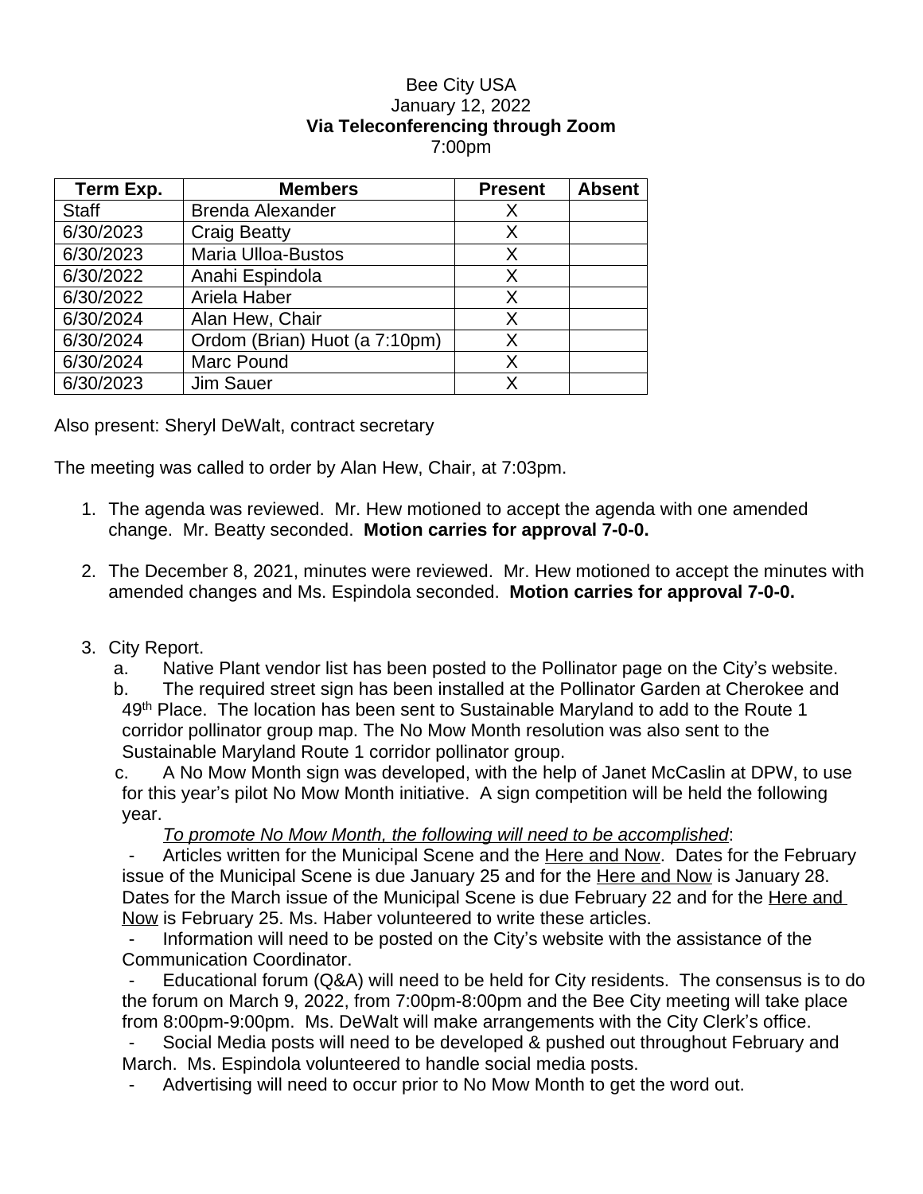Bee City USA
January 12, 2022
**Via Teleconferencing through Zoom**
7:00pm

| Term Exp. | Members | Present | Absent |
|---|---|---|---|
| Staff | Brenda Alexander | X | |
| 6/30/2023 | Craig Beatty | X | |
| 6/30/2023 | Maria Ulloa-Bustos | X | |
| 6/30/2022 | Anahi Espindola | X | |
| 6/30/2022 | Ariela Haber | X | |
| 6/30/2024 | Alan Hew, Chair | X | |
| 6/30/2024 | Ordom (Brian) Huot (a 7:10pm) | X | |
| 6/30/2024 | Marc Pound | X | |
| 6/30/2023 | Jim Sauer | X | |

Also present: Sheryl DeWalt, contract secretary

The meeting was called to order by Alan Hew, Chair, at 7:03pm.

1. The agenda was reviewed. Mr. Hew motioned to accept the agenda with one amended change. Mr. Beatty seconded. **Motion carries for approval 7-0-0.**

2. The December 8, 2021, minutes were reviewed. Mr. Hew motioned to accept the minutes with amended changes and Ms. Espindola seconded. **Motion carries for approval 7-0-0.**

3. City Report.
   a. Native Plant vendor list has been posted to the Pollinator page on the City's website.
   b. The required street sign has been installed at the Pollinator Garden at Cherokee and 49th Place. The location has been sent to Sustainable Maryland to add to the Route 1 corridor pollinator group map. The No Mow Month resolution was also sent to the Sustainable Maryland Route 1 corridor pollinator group.
   c. A No Mow Month sign was developed, with the help of Janet McCaslin at DPW, to use for this year's pilot No Mow Month initiative. A sign competition will be held the following year.

      *To promote No Mow Month, the following will need to be accomplished*:

      - Articles written for the Municipal Scene and the Here and Now. Dates for the February issue of the Municipal Scene is due January 25 and for the Here and Now is January 28. Dates for the March issue of the Municipal Scene is due February 22 and for the Here and Now is February 25. Ms. Haber volunteered to write these articles.
      - Information will need to be posted on the City's website with the assistance of the Communication Coordinator.
      - Educational forum (Q&A) will need to be held for City residents. The consensus is to do the forum on March 9, 2022, from 7:00pm-8:00pm and the Bee City meeting will take place from 8:00pm-9:00pm. Ms. DeWalt will make arrangements with the City Clerk's office.
      - Social Media posts will need to be developed & pushed out throughout February and March. Ms. Espindola volunteered to handle social media posts.
      - Advertising will need to occur prior to No Mow Month to get the word out.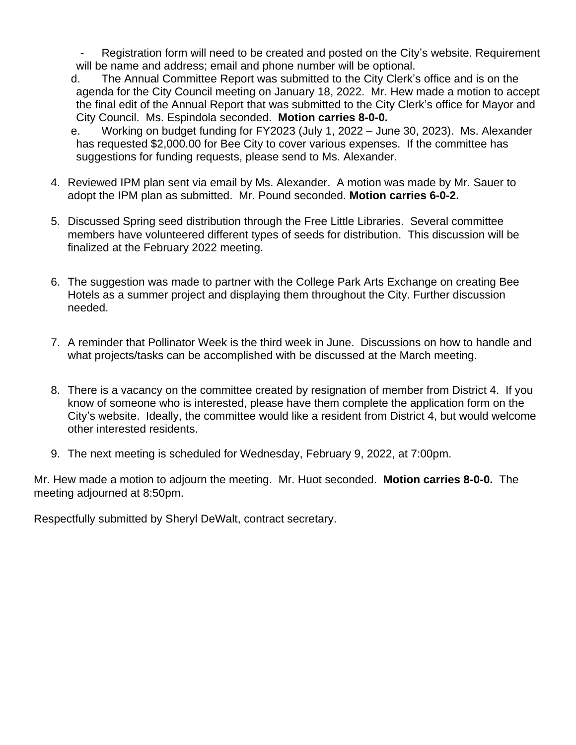- Registration form will need to be created and posted on the City's website. Requirement will be name and address; email and phone number will be optional.

d. The Annual Committee Report was submitted to the City Clerk's office and is on the agenda for the City Council meeting on January 18, 2022. Mr. Hew made a motion to accept the final edit of the Annual Report that was submitted to the City Clerk's office for Mayor and City Council. Ms. Espindola seconded. **Motion carries 8-0-0.**

e. Working on budget funding for FY2023 (July 1, 2022 – June 30, 2023). Ms. Alexander has requested $2,000.00 for Bee City to cover various expenses. If the committee has suggestions for funding requests, please send to Ms. Alexander.

4. Reviewed IPM plan sent via email by Ms. Alexander. A motion was made by Mr. Sauer to adopt the IPM plan as submitted. Mr. Pound seconded. **Motion carries 6-0-2.**

5. Discussed Spring seed distribution through the Free Little Libraries. Several committee members have volunteered different types of seeds for distribution. This discussion will be finalized at the February 2022 meeting.

6. The suggestion was made to partner with the College Park Arts Exchange on creating Bee Hotels as a summer project and displaying them throughout the City. Further discussion needed.

7. A reminder that Pollinator Week is the third week in June. Discussions on how to handle and what projects/tasks can be accomplished with be discussed at the March meeting.

8. There is a vacancy on the committee created by resignation of member from District 4. If you know of someone who is interested, please have them complete the application form on the City's website. Ideally, the committee would like a resident from District 4, but would welcome other interested residents.

9. The next meeting is scheduled for Wednesday, February 9, 2022, at 7:00pm.

Mr. Hew made a motion to adjourn the meeting. Mr. Huot seconded. **Motion carries 8-0-0.** The meeting adjourned at 8:50pm.

Respectfully submitted by Sheryl DeWalt, contract secretary.